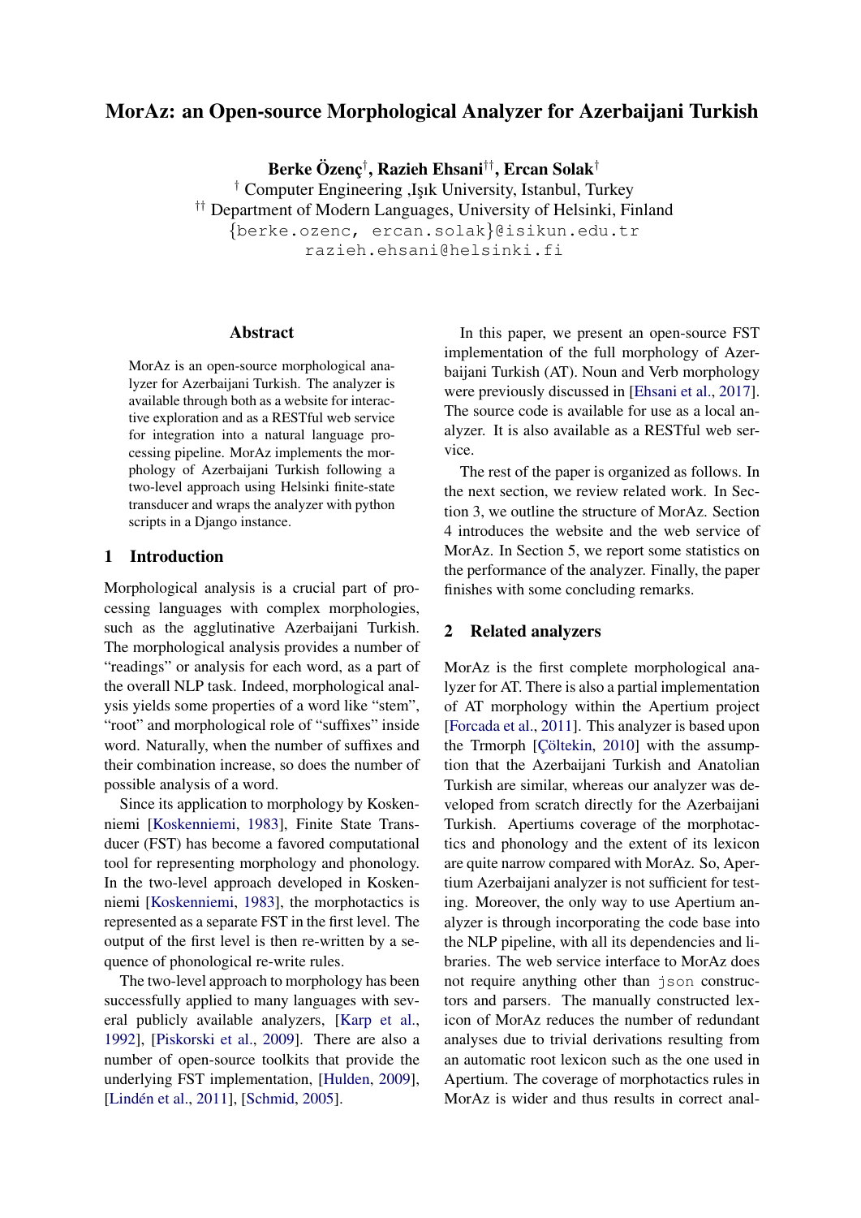# MorAz: an Open-source Morphological Analyzer for Azerbaijani Turkish

**Berke Özenç[†], Razieh Ehsani[††], Ercan Solak[†]**

[†] Computer Engineering ,Işık University, Istanbul, Turkey

[††] Department of Modern Languages, University of Helsinki, Finland

{berke.ozenc, ercan.solak}@isikun.edu.tr

razieh.ehsani@helsinki.fi

## Abstract

MorAz is an open-source morphological analyzer for Azerbaijani Turkish. The analyzer is available through both as a website for interactive exploration and as a RESTful web service for integration into a natural language processing pipeline. MorAz implements the morphology of Azerbaijani Turkish following a two-level approach using Helsinki finite-state transducer and wraps the analyzer with python scripts in a Django instance.

## 1 Introduction

Morphological analysis is a crucial part of processing languages with complex morphologies, such as the agglutinative Azerbaijani Turkish. The morphological analysis provides a number of "readings" or analysis for each word, as a part of the overall NLP task. Indeed, morphological analysis yields some properties of a word like "stem", "root" and morphological role of "suffixes" inside word. Naturally, when the number of suffixes and their combination increase, so does the number of possible analysis of a word.

Since its application to morphology by Koskenniemi [Koskenniemi, 1983], Finite State Transducer (FST) has become a favored computational tool for representing morphology and phonology. In the two-level approach developed in Koskenniemi [Koskenniemi, 1983], the morphotactics is represented as a separate FST in the first level. The output of the first level is then re-written by a sequence of phonological re-write rules.

The two-level approach to morphology has been successfully applied to many languages with several publicly available analyzers, [Karp et al., 1992], [Piskorski et al., 2009]. There are also a number of open-source toolkits that provide the underlying FST implementation, [Hulden, 2009], [Lindén et al., 2011], [Schmid, 2005].

In this paper, we present an open-source FST implementation of the full morphology of Azerbaijani Turkish (AT). Noun and Verb morphology were previously discussed in [Ehsani et al., 2017]. The source code is available for use as a local analyzer. It is also available as a RESTful web service.

The rest of the paper is organized as follows. In the next section, we review related work. In Section 3, we outline the structure of MorAz. Section 4 introduces the website and the web service of MorAz. In Section 5, we report some statistics on the performance of the analyzer. Finally, the paper finishes with some concluding remarks.

## 2 Related analyzers

MorAz is the first complete morphological analyzer for AT. There is also a partial implementation of AT morphology within the Apertium project [Forcada et al., 2011]. This analyzer is based upon the Trmorph [Çöltekin, 2010] with the assumption that the Azerbaijani Turkish and Anatolian Turkish are similar, whereas our analyzer was developed from scratch directly for the Azerbaijani Turkish. Apertiums coverage of the morphotactics and phonology and the extent of its lexicon are quite narrow compared with MorAz. So, Apertium Azerbaijani analyzer is not sufficient for testing. Moreover, the only way to use Apertium analyzer is through incorporating the code base into the NLP pipeline, with all its dependencies and libraries. The web service interface to MorAz does not require anything other than `json` constructors and parsers. The manually constructed lexicon of MorAz reduces the number of redundant analyses due to trivial derivations resulting from an automatic root lexicon such as the one used in Apertium. The coverage of morphotactics rules in MorAz is wider and thus results in correct anal-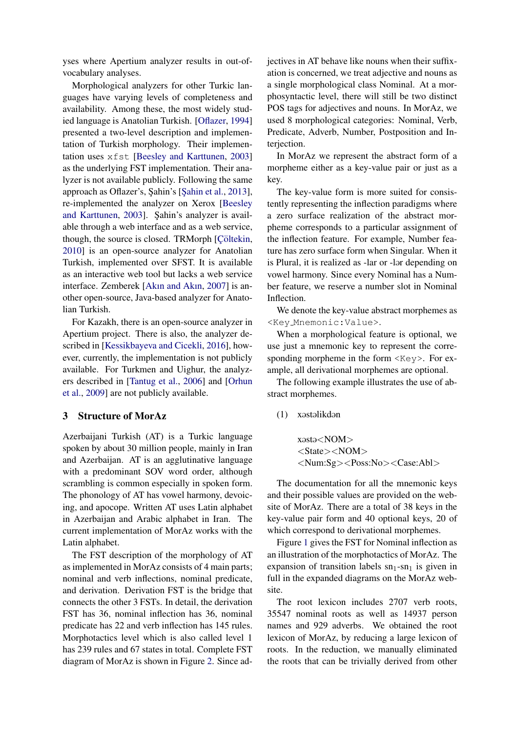yses where Apertium analyzer results in out-of-vocabulary analyses.

Morphological analyzers for other Turkic languages have varying levels of completeness and availability. Among these, the most widely studied language is Anatolian Turkish. [Oflazer, 1994] presented a two-level description and implementation of Turkish morphology. Their implementation uses `xfst` [Beesley and Karttunen, 2003] as the underlying FST implementation. Their analyzer is not available publicly. Following the same approach as Oflazer's, Şahin's [Şahin et al., 2013], re-implemented the analyzer on Xerox [Beesley and Karttunen, 2003]. Şahin's analyzer is available through a web interface and as a web service, though, the source is closed. TRMorph [Çöltekin, 2010] is an open-source analyzer for Anatolian Turkish, implemented over SFST. It is available as an interactive web tool but lacks a web service interface. Zemberek [Akın and Akın, 2007] is another open-source, Java-based analyzer for Anatolian Turkish.

For Kazakh, there is an open-source analyzer in Apertium project. There is also, the analyzer described in [Kessikbayeva and Cicekli, 2016], however, currently, the implementation is not publicly available. For Turkmen and Uighur, the analyzers described in [Tantug et al., 2006] and [Orhun et al., 2009] are not publicly available.

## 3 Structure of MorAz

Azerbaijani Turkish (AT) is a Turkic language spoken by about 30 million people, mainly in Iran and Azerbaijan. AT is an agglutinative language with a predominant SOV word order, although scrambling is common especially in spoken form. The phonology of AT has vowel harmony, devoicing, and apocope. Written AT uses Latin alphabet in Azerbaijan and Arabic alphabet in Iran. The current implementation of MorAz works with the Latin alphabet.

The FST description of the morphology of AT as implemented in MorAz consists of 4 main parts; nominal and verb inflections, nominal predicate, and derivation. Derivation FST is the bridge that connects the other 3 FSTs. In detail, the derivation FST has 36, nominal inflection has 36, nominal predicate has 22 and verb inflection has 145 rules. Morphotactics level which is also called level 1 has 239 rules and 67 states in total. Complete FST diagram of MorAz is shown in Figure 2. Since adjectives in AT behave like nouns when their suffixation is concerned, we treat adjective and nouns as a single morphological class Nominal. At a morphosyntactic level, there will still be two distinct POS tags for adjectives and nouns. In MorAz, we used 8 morphological categories: Nominal, Verb, Predicate, Adverb, Number, Postposition and Interjection.

In MorAz we represent the abstract form of a morpheme either as a key-value pair or just as a key.

The key-value form is more suited for consistently representing the inflection paradigms where a zero surface realization of the abstract morpheme corresponds to a particular assignment of the inflection feature. For example, Number feature has zero surface form when Singular. When it is Plural, it is realized as -lar or -lər depending on vowel harmony. Since every Nominal has a Number feature, we reserve a number slot in Nominal Inflection.

We denote the key-value abstract morphemes as `<Key_Mnemonic:Value>`.

When a morphological feature is optional, we use just a mnemonic key to represent the corresponding morpheme in the form `<Key>`. For example, all derivational morphemes are optional.

The following example illustrates the use of abstract morphemes.

(1) xəstəlikdən

xəstə<NOM>
<State><NOM>
<Num:Sg><Poss:No><Case:Abl>

The documentation for all the mnemonic keys and their possible values are provided on the website of MorAz. There are a total of 38 keys in the key-value pair form and 40 optional keys, 20 of which correspond to derivational morphemes.

Figure 1 gives the FST for Nominal inflection as an illustration of the morphotactics of MorAz. The expansion of transition labels $sn_1$-$sn_1$ is given in full in the expanded diagrams on the MorAz website.

The root lexicon includes 2707 verb roots, 35547 nominal roots as well as 14937 person names and 929 adverbs. We obtained the root lexicon of MorAz, by reducing a large lexicon of roots. In the reduction, we manually eliminated the roots that can be trivially derived from other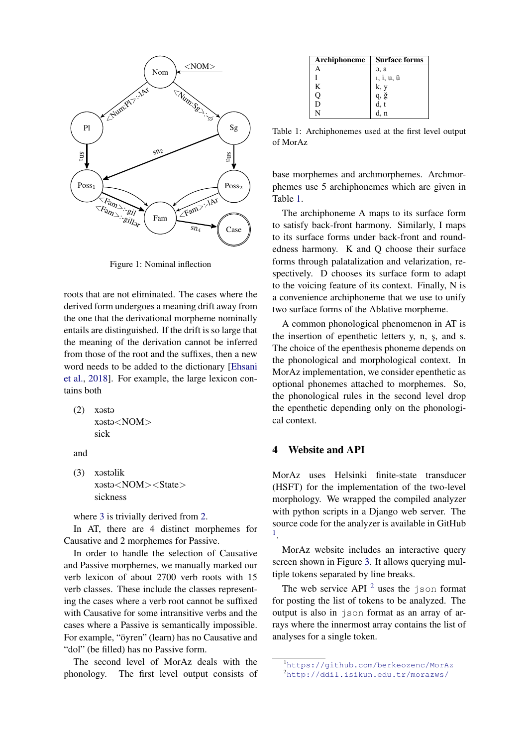Figure 1: Nominal inflection

roots that are not eliminated. The cases where the derived form undergoes a meaning drift away from the one that the derivational morpheme nominally entails are distinguished. If the drift is so large that the meaning of the derivation cannot be inferred from those of the root and the suffixes, then a new word needs to be added to the dictionary [Ehsani et al., 2018]. For example, the large lexicon contains both

(2) xəstə
xəstə<NOM>
sick

and

(3) xəstəlik
xəstə<NOM><State>
sickness

where 3 is trivially derived from 2.

In AT, there are 4 distinct morphemes for Causative and 2 morphemes for Passive.

In order to handle the selection of Causative and Passive morphemes, we manually marked our verb lexicon of about 2700 verb roots with 15 verb classes. These include the classes representing the cases where a verb root cannot be suffixed with Causative for some intransitive verbs and the cases where a Passive is semantically impossible. For example, "öyren" (learn) has no Causative and "dol" (be filled) has no Passive form.

The second level of MorAz deals with the phonology. The first level output consists of

| Archiphoneme | Surface forms |
|---|---|
| A | ə, a |
| I | ı, i, u, ü |
| K | k, y |
| Q | q, ğ |
| D | d, t |
| N | d, n |

Table 1: Archiphonemes used at the first level output of MorAz

base morphemes and archmorphemes. Archmorphemes use 5 archiphonemes which are given in Table 1.

The archiphoneme A maps to its surface form to satisfy back-front harmony. Similarly, I maps to its surface forms under back-front and roundedness harmony. K and Q choose their surface forms through palatalization and velarization, respectively. D chooses its surface form to adapt to the voicing feature of its context. Finally, N is a convenience archiphoneme that we use to unify two surface forms of the Ablative morpheme.

A common phonological phenomenon in AT is the insertion of epenthetic letters y, n, ş, and s. The choice of the epenthesis phoneme depends on the phonological and morphological context. In MorAz implementation, we consider epenthetic as optional phonemes attached to morphemes. So, the phonological rules in the second level drop the epenthetic depending only on the phonological context.

## 4 Website and API

MorAz uses Helsinki finite-state transducer (HSFT) for the implementation of the two-level morphology. We wrapped the compiled analyzer with python scripts in a Django web server. The source code for the analyzer is available in GitHub [1].

MorAz website includes an interactive query screen shown in Figure 3. It allows querying multiple tokens separated by line breaks.

The web service API [2] uses the `json` format for posting the list of tokens to be analyzed. The output is also in `json` format as an array of arrays where the innermost array contains the list of analyses for a single token.

[1] https://github.com/berkeozenc/MorAz
[2] http://ddil.isikun.edu.tr/morazws/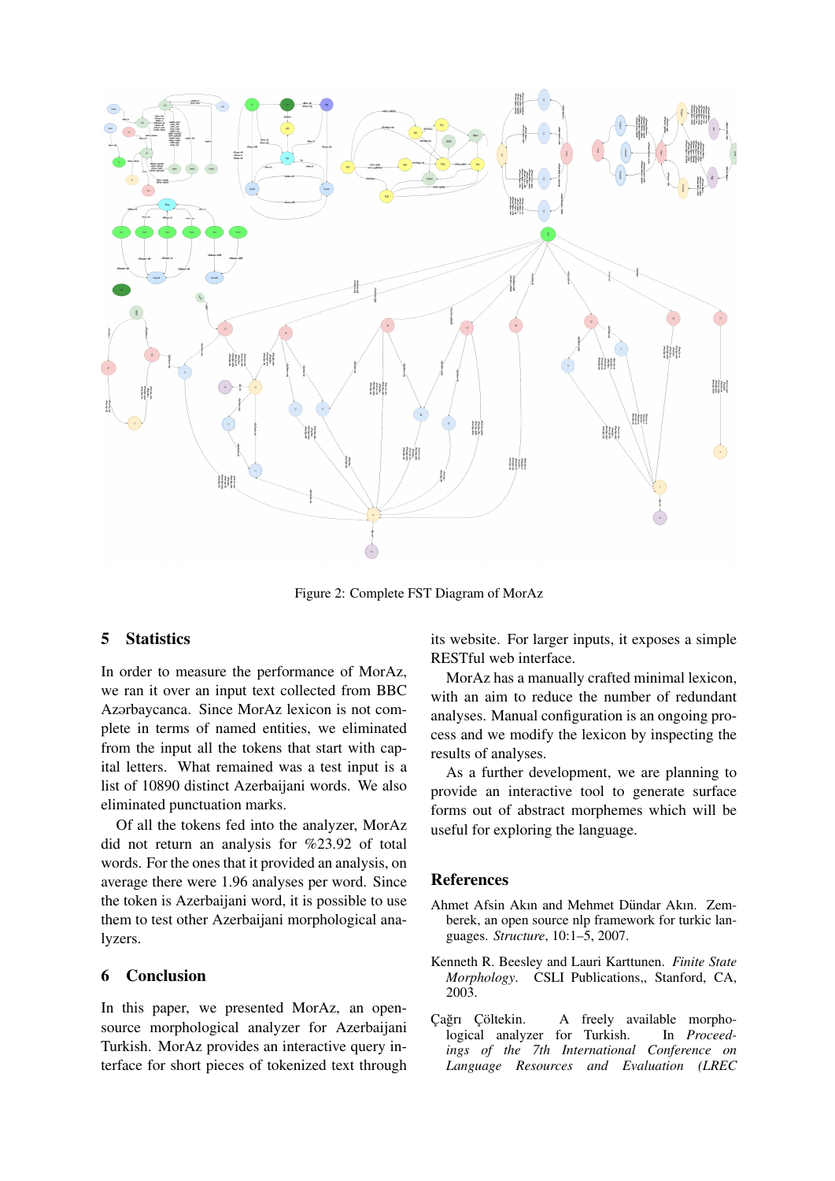Figure 2: Complete FST Diagram of MorAz

## 5 Statistics

In order to measure the performance of MorAz, we ran it over an input text collected from BBC Azərbaycanca. Since MorAz lexicon is not complete in terms of named entities, we eliminated from the input all the tokens that start with capital letters. What remained was a test input is a list of 10890 distinct Azerbaijani words. We also eliminated punctuation marks.

Of all the tokens fed into the analyzer, MorAz did not return an analysis for %23.92 of total words. For the ones that it provided an analysis, on average there were 1.96 analyses per word. Since the token is Azerbaijani word, it is possible to use them to test other Azerbaijani morphological analyzers.

## 6 Conclusion

In this paper, we presented MorAz, an open-source morphological analyzer for Azerbaijani Turkish. MorAz provides an interactive query interface for short pieces of tokenized text through its website. For larger inputs, it exposes a simple RESTful web interface.

MorAz has a manually crafted minimal lexicon, with an aim to reduce the number of redundant analyses. Manual configuration is an ongoing process and we modify the lexicon by inspecting the results of analyses.

As a further development, we are planning to provide an interactive tool to generate surface forms out of abstract morphemes which will be useful for exploring the language.

## References

Ahmet Afsin Akın and Mehmet Dündar Akın. Zemberek, an open source nlp framework for turkic languages. *Structure*, 10:1–5, 2007.

Kenneth R. Beesley and Lauri Karttunen. *Finite State Morphology*. CSLI Publications,, Stanford, CA, 2003.

Çağrı Çöltekin. A freely available morphological analyzer for Turkish. In *Proceedings of the 7th International Conference on Language Resources and Evaluation (LREC*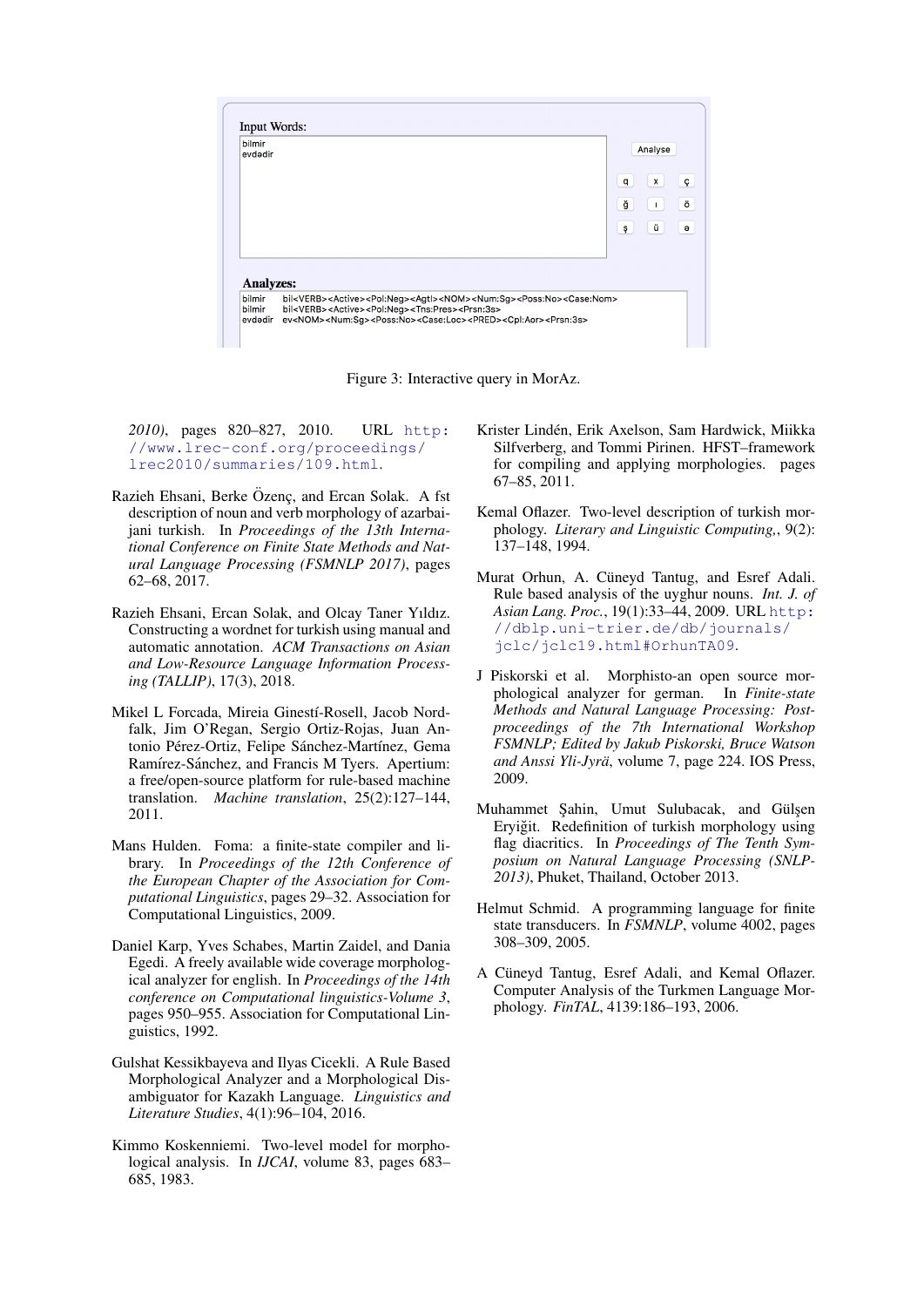Input Words:
bilmir
evdədir

Analyse

q x ç
ğ ı ö
ş ü ə

**Analyzes:**
bilmir bil<VERB><Active><Pol:Neg><Agtl><NOM><Num:Sg><Poss:No><Case:Nom>
bilmir bil<VERB><Active><Pol:Neg><Tns:Pres><Prsn:3s>
evdədir ev<NOM><Num:Sg><Poss:No><Case:Loc><PRED><Cpl:Aor><Prsn:3s>

Figure 3: Interactive query in MorAz.

*2010)*, pages 820–827, 2010. URL http://www.lrec-conf.org/proceedings/lrec2010/summaries/109.html.

Razieh Ehsani, Berke Özenç, and Ercan Solak. A fst description of noun and verb morphology of azarbaijani turkish. In *Proceedings of the 13th International Conference on Finite State Methods and Natural Language Processing (FSMNLP 2017)*, pages 62–68, 2017.

Razieh Ehsani, Ercan Solak, and Olcay Taner Yıldız. Constructing a wordnet for turkish using manual and automatic annotation. *ACM Transactions on Asian and Low-Resource Language Information Processing (TALLIP)*, 17(3), 2018.

Mikel L Forcada, Mireia Ginestí-Rosell, Jacob Nordfalk, Jim O'Regan, Sergio Ortiz-Rojas, Juan Antonio Pérez-Ortiz, Felipe Sánchez-Martínez, Gema Ramírez-Sánchez, and Francis M Tyers. Apertium: a free/open-source platform for rule-based machine translation. *Machine translation*, 25(2):127–144, 2011.

Mans Hulden. Foma: a finite-state compiler and library. In *Proceedings of the 12th Conference of the European Chapter of the Association for Computational Linguistics*, pages 29–32. Association for Computational Linguistics, 2009.

Daniel Karp, Yves Schabes, Martin Zaidel, and Dania Egedi. A freely available wide coverage morphological analyzer for english. In *Proceedings of the 14th conference on Computational linguistics-Volume 3*, pages 950–955. Association for Computational Linguistics, 1992.

Gulshat Kessikbayeva and Ilyas Cicekli. A Rule Based Morphological Analyzer and a Morphological Disambiguator for Kazakh Language. *Linguistics and Literature Studies*, 4(1):96–104, 2016.

Kimmo Koskenniemi. Two-level model for morphological analysis. In *IJCAI*, volume 83, pages 683–685, 1983.

Krister Lindén, Erik Axelson, Sam Hardwick, Miikka Silfverberg, and Tommi Pirinen. HFST–framework for compiling and applying morphologies. pages 67–85, 2011.

Kemal Oflazer. Two-level description of turkish morphology. *Literary and Linguistic Computing,*, 9(2): 137–148, 1994.

Murat Orhun, A. Cüneyd Tantug, and Esref Adali. Rule based analysis of the uyghur nouns. *Int. J. of Asian Lang. Proc.*, 19(1):33–44, 2009. URL http://dblp.uni-trier.de/db/journals/jclc/jclc19.html#OrhunTA09.

J Piskorski et al. Morphisto-an open source morphological analyzer for german. In *Finite-state Methods and Natural Language Processing: Post-proceedings of the 7th International Workshop FSMNLP; Edited by Jakub Piskorski, Bruce Watson and Anssi Yli-Jyrä*, volume 7, page 224. IOS Press, 2009.

Muhammet Şahin, Umut Sulubacak, and Gülşen Eryiğit. Redefinition of turkish morphology using flag diacritics. In *Proceedings of The Tenth Symposium on Natural Language Processing (SNLP-2013)*, Phuket, Thailand, October 2013.

Helmut Schmid. A programming language for finite state transducers. In *FSMNLP*, volume 4002, pages 308–309, 2005.

A Cüneyd Tantug, Esref Adali, and Kemal Oflazer. Computer Analysis of the Turkmen Language Morphology. *FinTAL*, 4139:186–193, 2006.